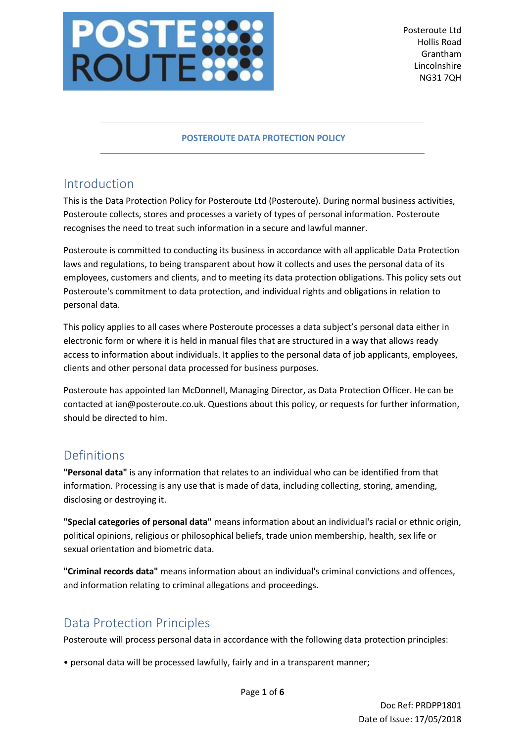Posteroute Ltd
Hollis Road
Grantham
Lincolnshire
NG31 7QH

# POSTEROUTE DATA PROTECTION POLICY

## Introduction

This is the Data Protection Policy for Posteroute Ltd (Posteroute). During normal business activities, Posteroute collects, stores and processes a variety of types of personal information. Posteroute recognises the need to treat such information in a secure and lawful manner.

Posteroute is committed to conducting its business in accordance with all applicable Data Protection laws and regulations, to being transparent about how it collects and uses the personal data of its employees, customers and clients, and to meeting its data protection obligations. This policy sets out Posteroute's commitment to data protection, and individual rights and obligations in relation to personal data.

This policy applies to all cases where Posteroute processes a data subject's personal data either in electronic form or where it is held in manual files that are structured in a way that allows ready access to information about individuals. It applies to the personal data of job applicants, employees, clients and other personal data processed for business purposes.

Posteroute has appointed Ian McDonnell, Managing Director, as Data Protection Officer. He can be contacted at ian@posteroute.co.uk. Questions about this policy, or requests for further information, should be directed to him.

## Definitions

**"Personal data"** is any information that relates to an individual who can be identified from that information. Processing is any use that is made of data, including collecting, storing, amending, disclosing or destroying it.

**"Special categories of personal data"** means information about an individual's racial or ethnic origin, political opinions, religious or philosophical beliefs, trade union membership, health, sex life or sexual orientation and biometric data.

**"Criminal records data"** means information about an individual's criminal convictions and offences, and information relating to criminal allegations and proceedings.

## Data Protection Principles

Posteroute will process personal data in accordance with the following data protection principles:

- personal data will be processed lawfully, fairly and in a transparent manner;

Doc Ref: PRDPP1801
Date of Issue: 17/05/2018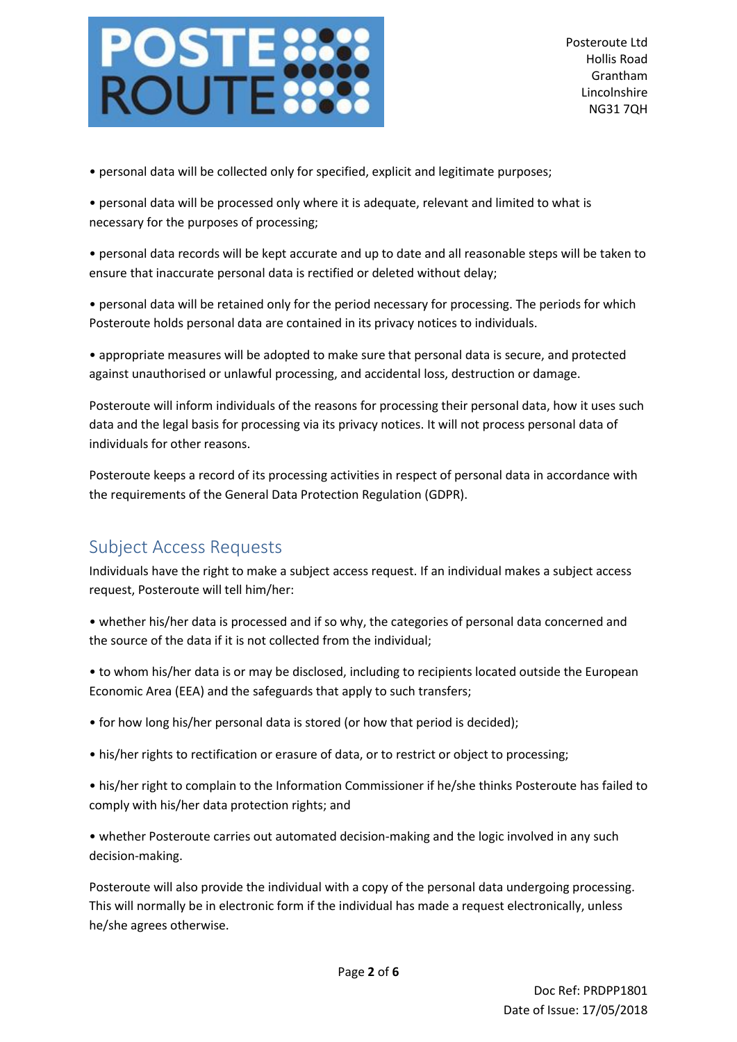- personal data will be collected only for specified, explicit and legitimate purposes;

- personal data will be processed only where it is adequate, relevant and limited to what is necessary for the purposes of processing;

- personal data records will be kept accurate and up to date and all reasonable steps will be taken to ensure that inaccurate personal data is rectified or deleted without delay;

- personal data will be retained only for the period necessary for processing. The periods for which Posteroute holds personal data are contained in its privacy notices to individuals.

- appropriate measures will be adopted to make sure that personal data is secure, and protected against unauthorised or unlawful processing, and accidental loss, destruction or damage.

Posteroute will inform individuals of the reasons for processing their personal data, how it uses such data and the legal basis for processing via its privacy notices. It will not process personal data of individuals for other reasons.

Posteroute keeps a record of its processing activities in respect of personal data in accordance with the requirements of the General Data Protection Regulation (GDPR).

## Subject Access Requests

Individuals have the right to make a subject access request. If an individual makes a subject access request, Posteroute will tell him/her:

- whether his/her data is processed and if so why, the categories of personal data concerned and the source of the data if it is not collected from the individual;

- to whom his/her data is or may be disclosed, including to recipients located outside the European Economic Area (EEA) and the safeguards that apply to such transfers;

- for how long his/her personal data is stored (or how that period is decided);

- his/her rights to rectification or erasure of data, or to restrict or object to processing;

- his/her right to complain to the Information Commissioner if he/she thinks Posteroute has failed to comply with his/her data protection rights; and

- whether Posteroute carries out automated decision-making and the logic involved in any such decision-making.

Posteroute will also provide the individual with a copy of the personal data undergoing processing. This will normally be in electronic form if the individual has made a request electronically, unless he/she agrees otherwise.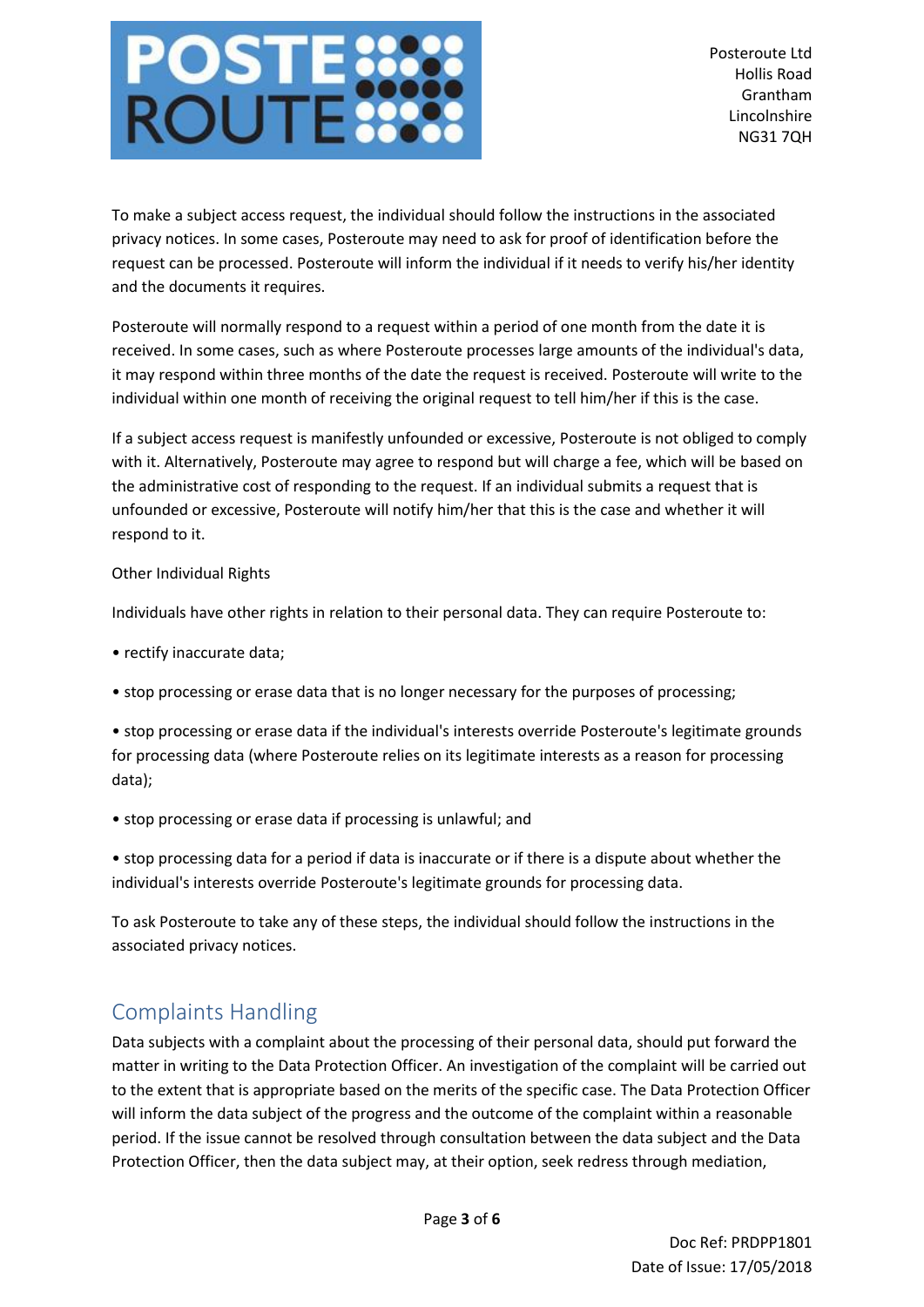To make a subject access request, the individual should follow the instructions in the associated privacy notices. In some cases, Posteroute may need to ask for proof of identification before the request can be processed. Posteroute will inform the individual if it needs to verify his/her identity and the documents it requires.

Posteroute will normally respond to a request within a period of one month from the date it is received. In some cases, such as where Posteroute processes large amounts of the individual's data, it may respond within three months of the date the request is received. Posteroute will write to the individual within one month of receiving the original request to tell him/her if this is the case.

If a subject access request is manifestly unfounded or excessive, Posteroute is not obliged to comply with it. Alternatively, Posteroute may agree to respond but will charge a fee, which will be based on the administrative cost of responding to the request. If an individual submits a request that is unfounded or excessive, Posteroute will notify him/her that this is the case and whether it will respond to it.

Other Individual Rights

Individuals have other rights in relation to their personal data. They can require Posteroute to:

- rectify inaccurate data;
- stop processing or erase data that is no longer necessary for the purposes of processing;
- stop processing or erase data if the individual's interests override Posteroute's legitimate grounds for processing data (where Posteroute relies on its legitimate interests as a reason for processing data);
- stop processing or erase data if processing is unlawful; and
- stop processing data for a period if data is inaccurate or if there is a dispute about whether the individual's interests override Posteroute's legitimate grounds for processing data.

To ask Posteroute to take any of these steps, the individual should follow the instructions in the associated privacy notices.

## Complaints Handling

Data subjects with a complaint about the processing of their personal data, should put forward the matter in writing to the Data Protection Officer. An investigation of the complaint will be carried out to the extent that is appropriate based on the merits of the specific case. The Data Protection Officer will inform the data subject of the progress and the outcome of the complaint within a reasonable period. If the issue cannot be resolved through consultation between the data subject and the Data Protection Officer, then the data subject may, at their option, seek redress through mediation,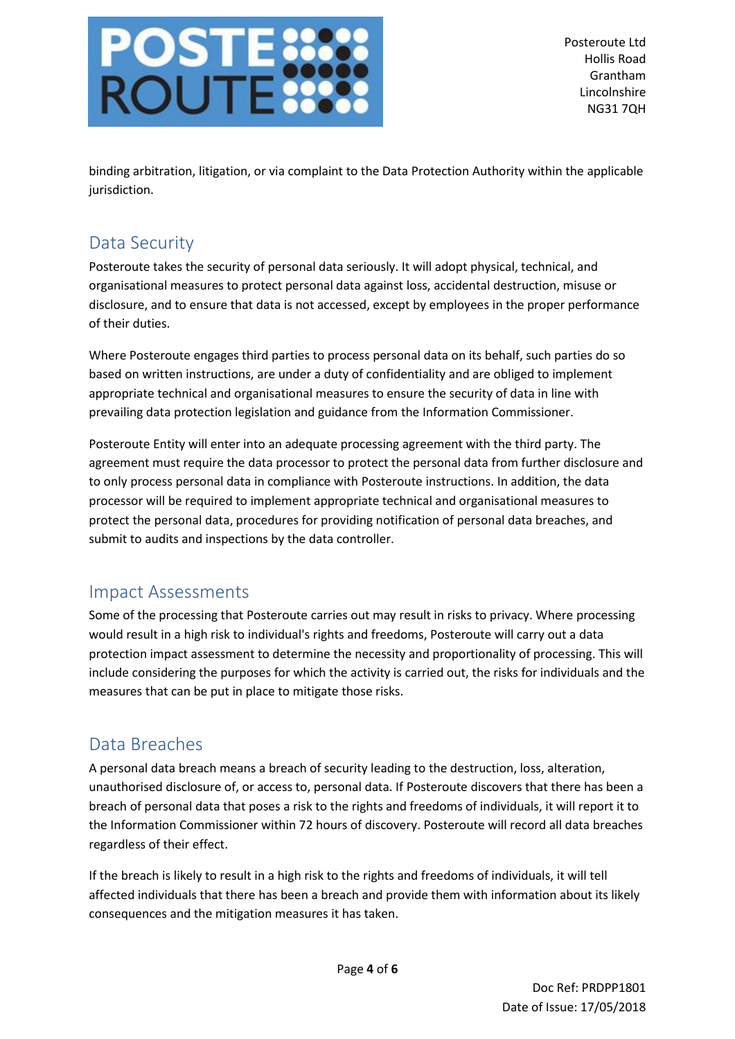binding arbitration, litigation, or via complaint to the Data Protection Authority within the applicable jurisdiction.

## Data Security

Posteroute takes the security of personal data seriously. It will adopt physical, technical, and organisational measures to protect personal data against loss, accidental destruction, misuse or disclosure, and to ensure that data is not accessed, except by employees in the proper performance of their duties.

Where Posteroute engages third parties to process personal data on its behalf, such parties do so based on written instructions, are under a duty of confidentiality and are obliged to implement appropriate technical and organisational measures to ensure the security of data in line with prevailing data protection legislation and guidance from the Information Commissioner.

Posteroute Entity will enter into an adequate processing agreement with the third party. The agreement must require the data processor to protect the personal data from further disclosure and to only process personal data in compliance with Posteroute instructions. In addition, the data processor will be required to implement appropriate technical and organisational measures to protect the personal data, procedures for providing notification of personal data breaches, and submit to audits and inspections by the data controller.

## Impact Assessments

Some of the processing that Posteroute carries out may result in risks to privacy. Where processing would result in a high risk to individual's rights and freedoms, Posteroute will carry out a data protection impact assessment to determine the necessity and proportionality of processing. This will include considering the purposes for which the activity is carried out, the risks for individuals and the measures that can be put in place to mitigate those risks.

## Data Breaches

A personal data breach means a breach of security leading to the destruction, loss, alteration, unauthorised disclosure of, or access to, personal data. If Posteroute discovers that there has been a breach of personal data that poses a risk to the rights and freedoms of individuals, it will report it to the Information Commissioner within 72 hours of discovery. Posteroute will record all data breaches regardless of their effect.

If the breach is likely to result in a high risk to the rights and freedoms of individuals, it will tell affected individuals that there has been a breach and provide them with information about its likely consequences and the mitigation measures it has taken.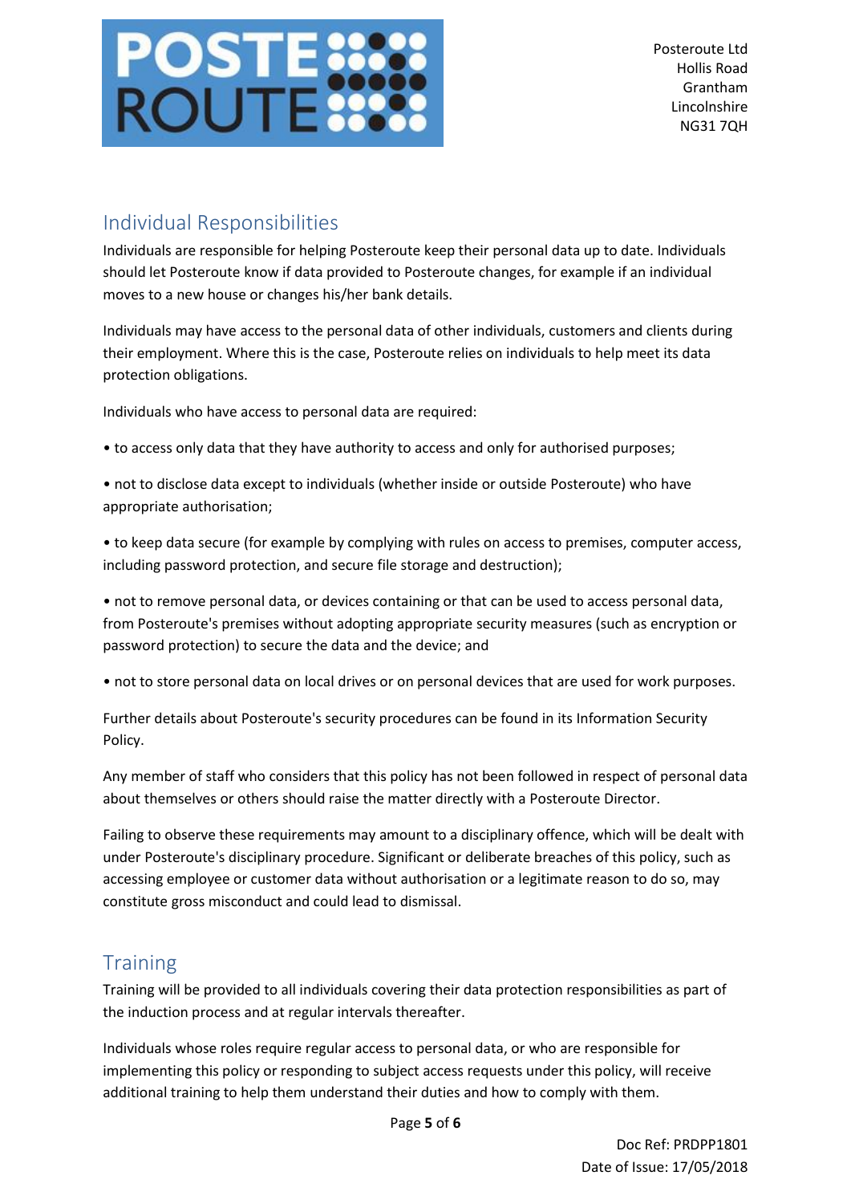## Individual Responsibilities

Individuals are responsible for helping Posteroute keep their personal data up to date. Individuals should let Posteroute know if data provided to Posteroute changes, for example if an individual moves to a new house or changes his/her bank details.

Individuals may have access to the personal data of other individuals, customers and clients during their employment. Where this is the case, Posteroute relies on individuals to help meet its data protection obligations.

Individuals who have access to personal data are required:

- to access only data that they have authority to access and only for authorised purposes;
- not to disclose data except to individuals (whether inside or outside Posteroute) who have appropriate authorisation;
- to keep data secure (for example by complying with rules on access to premises, computer access, including password protection, and secure file storage and destruction);
- not to remove personal data, or devices containing or that can be used to access personal data, from Posteroute's premises without adopting appropriate security measures (such as encryption or password protection) to secure the data and the device; and
- not to store personal data on local drives or on personal devices that are used for work purposes.

Further details about Posteroute's security procedures can be found in its Information Security Policy.

Any member of staff who considers that this policy has not been followed in respect of personal data about themselves or others should raise the matter directly with a Posteroute Director.

Failing to observe these requirements may amount to a disciplinary offence, which will be dealt with under Posteroute's disciplinary procedure. Significant or deliberate breaches of this policy, such as accessing employee or customer data without authorisation or a legitimate reason to do so, may constitute gross misconduct and could lead to dismissal.

## Training

Training will be provided to all individuals covering their data protection responsibilities as part of the induction process and at regular intervals thereafter.

Individuals whose roles require regular access to personal data, or who are responsible for implementing this policy or responding to subject access requests under this policy, will receive additional training to help them understand their duties and how to comply with them.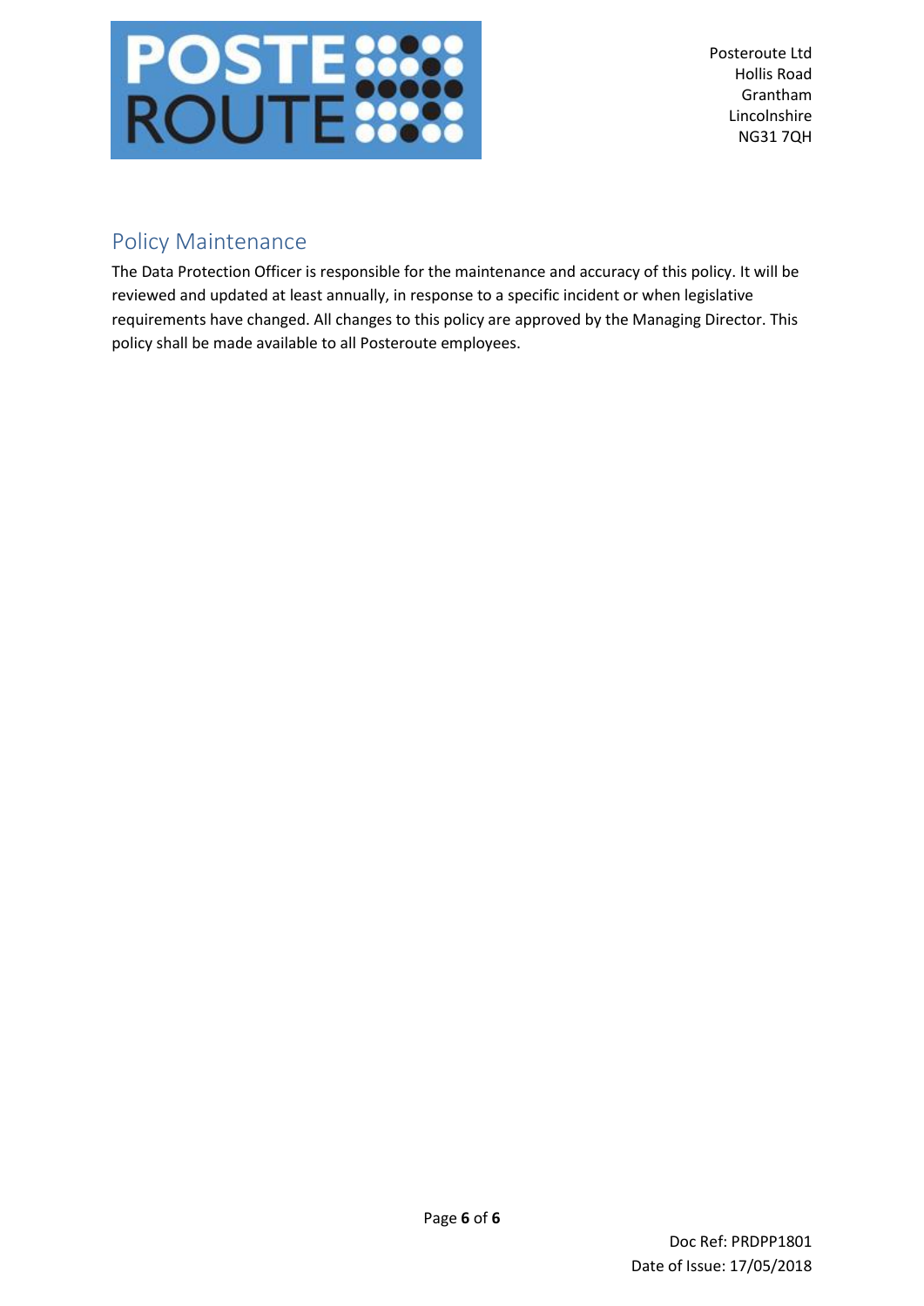## Policy Maintenance

The Data Protection Officer is responsible for the maintenance and accuracy of this policy. It will be reviewed and updated at least annually, in response to a specific incident or when legislative requirements have changed. All changes to this policy are approved by the Managing Director. This policy shall be made available to all Posteroute employees.